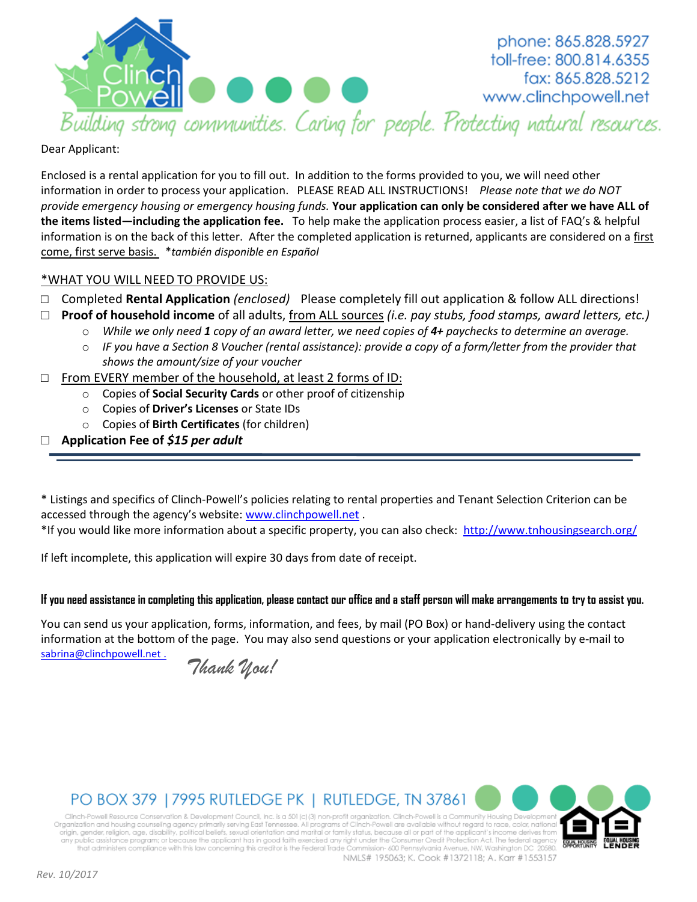phone: 865.828.5927
toll-free: 800.814.6355
fax: 865.828.5212
www.clinchpowell.net

*Building strong communities. Caring for people. Protecting natural resources.*

Dear Applicant:

Enclosed is a rental application for you to fill out. In addition to the forms provided to you, we will need other information in order to process your application. PLEASE READ ALL INSTRUCTIONS! *Please note that we do NOT provide emergency housing or emergency housing funds.* **Your application can only be considered after we have ALL of the items listed—including the application fee.** To help make the application process easier, a list of FAQ's & helpful information is on the back of this letter. After the completed application is returned, applicants are considered on a first come, first serve basis. **también disponible en Español*

## *WHAT YOU WILL NEED TO PROVIDE US:

- ☐ Completed **Rental Application** *(enclosed)* Please completely fill out application & follow ALL directions!
- ☐ **Proof of household income** of all adults, from ALL sources *(i.e. pay stubs, food stamps, award letters, etc.)*
  - *While we only need **1** copy of an award letter, we need copies of **4+** paychecks to determine an average.*
  - *IF you have a Section 8 Voucher (rental assistance): provide a copy of a form/letter from the provider that shows the amount/size of your voucher*
- ☐ From EVERY member of the household, at least 2 forms of ID:
  - Copies of **Social Security Cards** or other proof of citizenship
  - Copies of **Driver's Licenses** or State IDs
  - Copies of **Birth Certificates** (for children)
- ☐ **Application Fee of *$15 per adult***

---

* Listings and specifics of Clinch-Powell's policies relating to rental properties and Tenant Selection Criterion can be accessed through the agency's website: www.clinchpowell.net .
*If you would like more information about a specific property, you can also check: http://www.tnhousingsearch.org/

If left incomplete, this application will expire 30 days from date of receipt.

**If you need assistance in completing this application, please contact our office and a staff person will make arrangements to try to assist you.**

You can send us your application, forms, information, and fees, by mail (PO Box) or hand-delivery using the contact information at the bottom of the page. You may also send questions or your application electronically by e-mail to sabrina@clinchpowell.net .

*Thank You!*

PO BOX 379 | 7995 RUTLEDGE PK | RUTLEDGE, TN 37861

Clinch-Powell Resource Conservation & Development Council, Inc. is a 501 (c) (3) non-profit organization. Clinch-Powell is a Community Housing Development Organization and housing counseling agency primarily serving East Tennessee. All programs of Clinch-Powell are available without regard to race, color, national origin, gender, religion, age, disability, political beliefs, sexual orientation and marital or family status, because all or part of the applicant's income derives from any public assistance program; or because the applicant has in good faith exercised any right under the Consumer Credit Protection Act. The federal agency that administers compliance with this law concerning this creditor is the Federal Trade Commission- 600 Pennsylvania Avenue, NW, Washington DC 20580.
NMLS# 195063; K. Cook #1372118; A. Karr #1553157

EQUAL HOUSING OPPORTUNITY | EQUAL HOUSING LENDER

Rev. 10/2017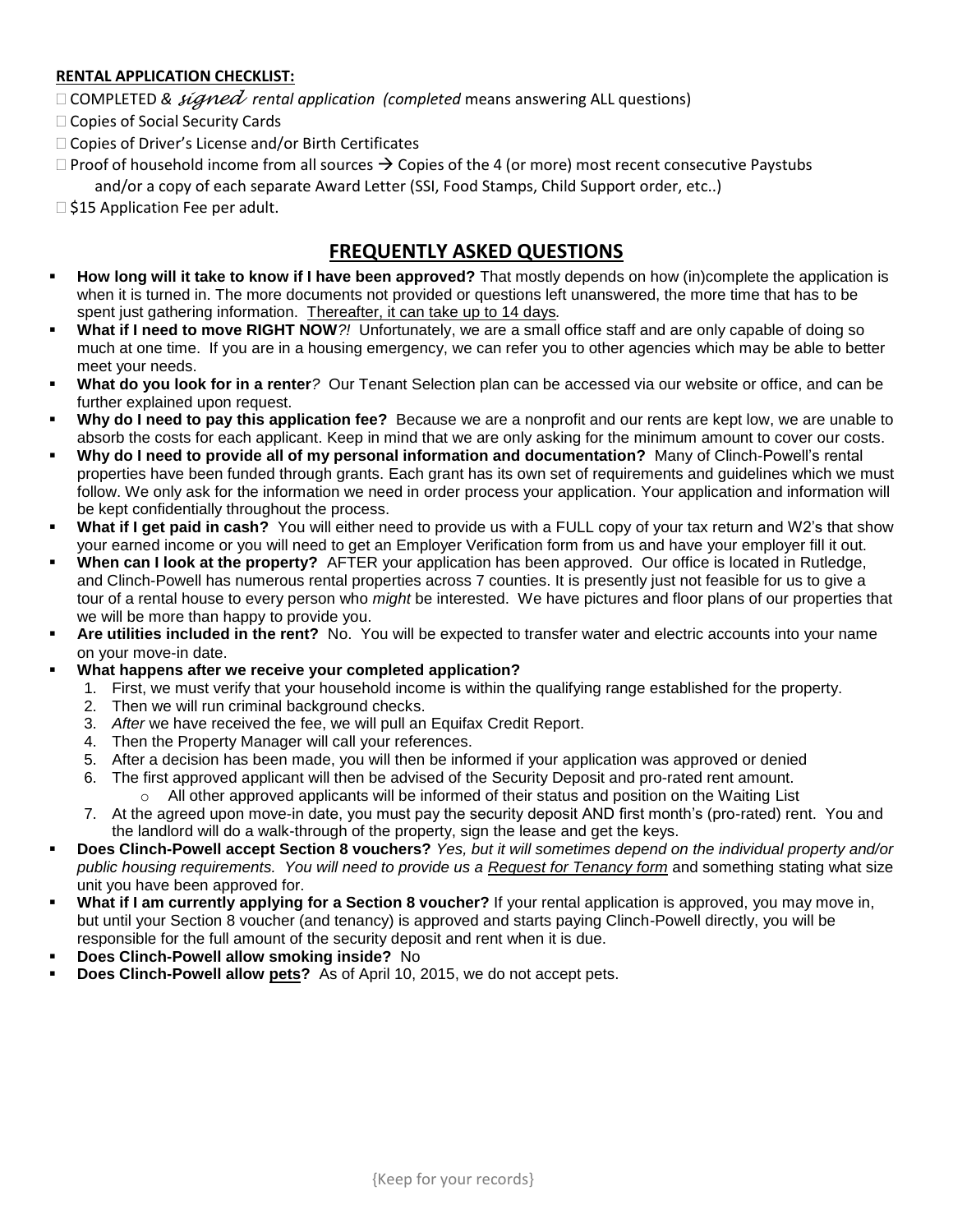**RENTAL APPLICATION CHECKLIST:**

- ☐ COMPLETED & *signed rental application (completed* means answering ALL questions)
- ☐ Copies of Social Security Cards
- ☐ Copies of Driver's License and/or Birth Certificates
- ☐ Proof of household income from all sources → Copies of the 4 (or more) most recent consecutive Paystubs and/or a copy of each separate Award Letter (SSI, Food Stamps, Child Support order, etc..)
- ☐ $15 Application Fee per adult.

## FREQUENTLY ASKED QUESTIONS

- **How long will it take to know if I have been approved?** That mostly depends on how (in)complete the application is when it is turned in. The more documents not provided or questions left unanswered, the more time that has to be spent just gathering information. Thereafter, it can take up to 14 days*.*
- **What if I need to move RIGHT NOW***?!* Unfortunately, we are a small office staff and are only capable of doing so much at one time. If you are in a housing emergency, we can refer you to other agencies which may be able to better meet your needs.
- **What do you look for in a renter***?* Our Tenant Selection plan can be accessed via our website or office, and can be further explained upon request.
- **Why do I need to pay this application fee?** Because we are a nonprofit and our rents are kept low, we are unable to absorb the costs for each applicant. Keep in mind that we are only asking for the minimum amount to cover our costs.
- **Why do I need to provide all of my personal information and documentation?** Many of Clinch-Powell's rental properties have been funded through grants. Each grant has its own set of requirements and guidelines which we must follow. We only ask for the information we need in order process your application. Your application and information will be kept confidentially throughout the process.
- **What if I get paid in cash?** You will either need to provide us with a FULL copy of your tax return and W2's that show your earned income or you will need to get an Employer Verification form from us and have your employer fill it out.
- **When can I look at the property?** AFTER your application has been approved. Our office is located in Rutledge, and Clinch-Powell has numerous rental properties across 7 counties. It is presently just not feasible for us to give a tour of a rental house to every person who *might* be interested. We have pictures and floor plans of our properties that we will be more than happy to provide you.
- **Are utilities included in the rent?** No. You will be expected to transfer water and electric accounts into your name on your move-in date.
- **What happens after we receive your completed application?**
  1. First, we must verify that your household income is within the qualifying range established for the property.
  2. Then we will run criminal background checks.
  3. *After* we have received the fee, we will pull an Equifax Credit Report.
  4. Then the Property Manager will call your references.
  5. After a decision has been made, you will then be informed if your application was approved or denied
  6. The first approved applicant will then be advised of the Security Deposit and pro-rated rent amount.
     - All other approved applicants will be informed of their status and position on the Waiting List
  7. At the agreed upon move-in date, you must pay the security deposit AND first month's (pro-rated) rent. You and the landlord will do a walk-through of the property, sign the lease and get the keys.
- **Does Clinch-Powell accept Section 8 vouchers?** *Yes, but it will sometimes depend on the individual property and/or public housing requirements. You will need to provide us a Request for Tenancy form* and something stating what size unit you have been approved for.
- **What if I am currently applying for a Section 8 voucher?** If your rental application is approved, you may move in, but until your Section 8 voucher (and tenancy) is approved and starts paying Clinch-Powell directly, you will be responsible for the full amount of the security deposit and rent when it is due.
- **Does Clinch-Powell allow smoking inside?** No
- **Does Clinch-Powell allow pets?** As of April 10, 2015, we do not accept pets.

{Keep for your records}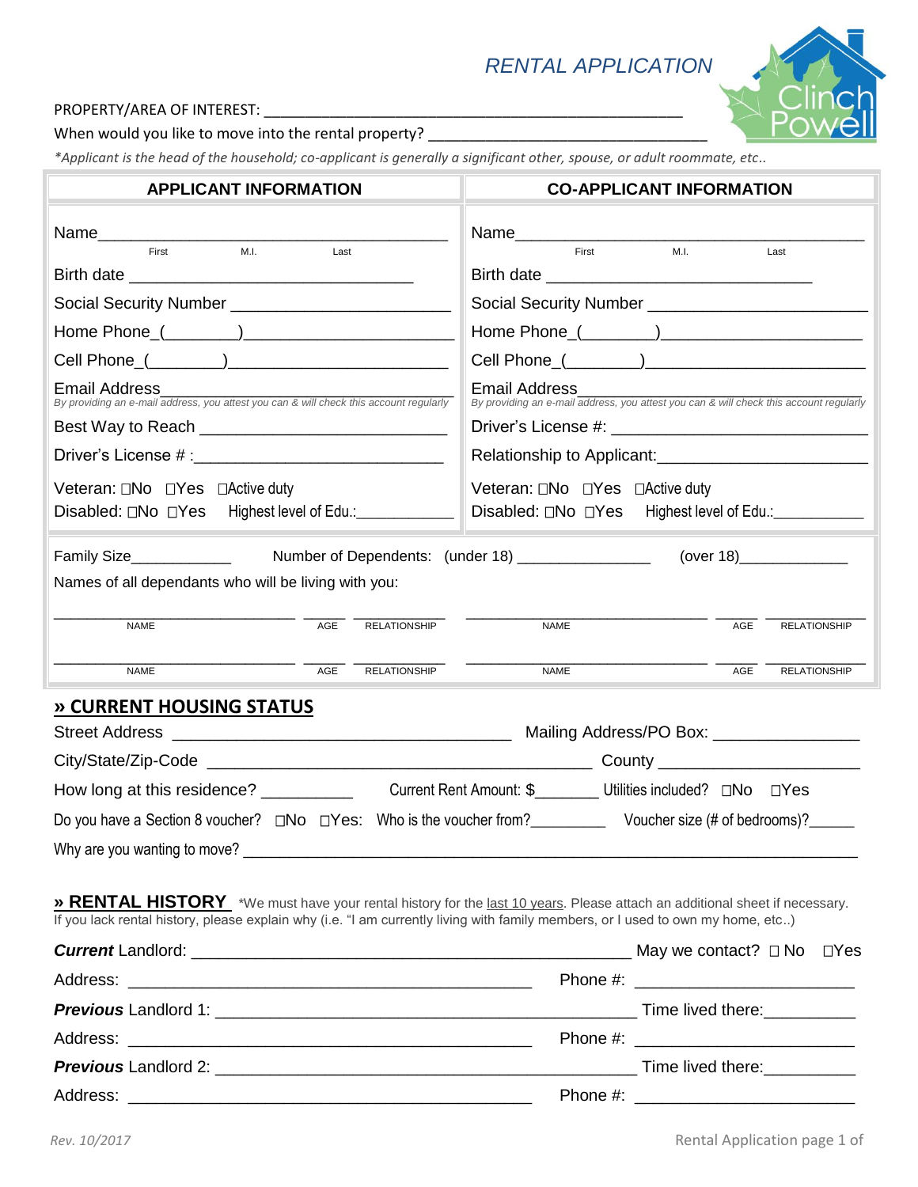# RENTAL APPLICATION

PROPERTY/AREA OF INTEREST: ____________________________________________________

When would you like to move into the rental property? _________________________________

*\*Applicant is the head of the household; co-applicant is generally a significant other, spouse, or adult roommate, etc..*

| APPLICANT INFORMATION | CO-APPLICANT INFORMATION |
|---|---|
| Name_______________________________________ (First, M.I., Last) | Name_______________________________________ (First, M.I., Last) |
| Birth date ______________________________ | Birth date ______________________________ |
| Social Security Number _____________________ | Social Security Number _____________________ |
| Home Phone_(________)_____________________ | Home Phone_(________)_____________________ |
| Cell Phone_(________)______________________ | Cell Phone_(________)______________________ |
| Email Address______________________________ *By providing an e-mail address, you attest you can & will check this account regularly* | Email Address______________________________ *By providing an e-mail address, you attest you can & will check this account regularly* |
| Best Way to Reach ___________________________ | Driver's License #: ___________________________ |
| Driver's License # :__________________________ | Relationship to Applicant:______________________ |
| Veteran: ☐No ☐Yes ☐Active duty | Veteran: ☐No ☐Yes ☐Active duty |
| Disabled: ☐No ☐Yes Highest level of Edu.:___________ | Disabled: ☐No ☐Yes Highest level of Edu.:___________ |

Family Size____________ Number of Dependents: (under 18) _______________ (over 18)_____________

Names of all dependants who will be living with you:

| NAME | AGE | RELATIONSHIP | NAME | AGE | RELATIONSHIP |
|---|---|---|---|---|---|
| | | | | | |
| | | | | | |

## » CURRENT HOUSING STATUS

Street Address ____________________________________ Mailing Address/PO Box: _______________

City/State/Zip-Code ________________________________________ County _____________________

How long at this residence? __________ Current Rent Amount: $_______ Utilities included? ☐No ☐Yes

Do you have a Section 8 voucher? ☐No ☐Yes: Who is the voucher from?_________ Voucher size (# of bedrooms)?_____

Why are you wanting to move? ____________________________________________________________________

## » RENTAL HISTORY

\*We must have your rental history for the last 10 years. Please attach an additional sheet if necessary. If you lack rental history, please explain why (i.e. "I am currently living with family members, or I used to own my home, etc..)

***Current*** Landlord: _______________________________________________ May we contact? ☐ No ☐Yes

Address: ____________________________________________ Phone #: ________________________

***Previous*** Landlord 1: _________________________________________ Time lived there:__________

Address: ____________________________________________ Phone #: ________________________

***Previous*** Landlord 2: _________________________________________ Time lived there:__________

Address: ____________________________________________ Phone #: ________________________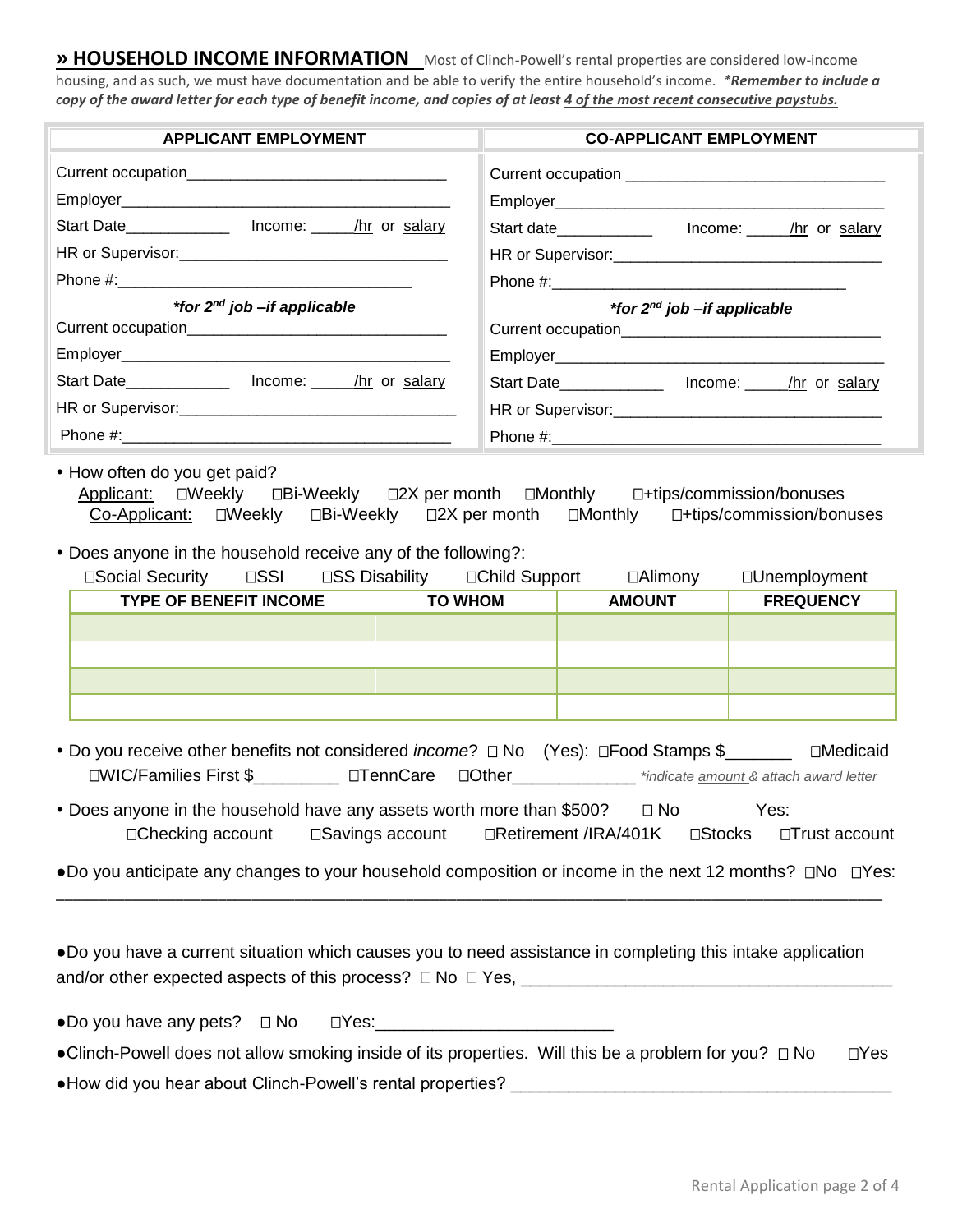## » HOUSEHOLD INCOME INFORMATION

Most of Clinch-Powell's rental properties are considered low-income housing, and as such, we must have documentation and be able to verify the entire household's income. ***Remember to include a copy of the award letter for each type of benefit income, and copies of at least 4 of the most recent consecutive paystubs.***

| APPLICANT EMPLOYMENT | CO-APPLICANT EMPLOYMENT |
|---|---|
| Current occupation_______________________________ | Current occupation _______________________________ |
| Employer_________________________________________ | Employer_________________________________________ |
| Start Date____________ Income: _____/hr or salary | Start date___________ Income: _____/hr or salary |
| HR or Supervisor:________________________________ | HR or Supervisor:________________________________ |
| Phone #:_________________________________ | Phone #:_________________________________ |
| ***for 2nd job –if applicable** | ***for 2nd job –if applicable** |
| Current occupation_______________________________ | Current occupation_______________________________ |
| Employer_________________________________________ | Employer_________________________________________ |
| Start Date____________ Income: _____/hr or salary | Start Date____________ Income: _____/hr or salary |
| HR or Supervisor:__________________________________ | HR or Supervisor:________________________________ |
| Phone #:_______________________________________ | Phone #:_______________________________________ |

- How often do you get paid?
  - Applicant: ☐Weekly ☐Bi-Weekly ☐2X per month ☐Monthly ☐+tips/commission/bonuses
  - Co-Applicant: ☐Weekly ☐Bi-Weekly ☐2X per month ☐Monthly ☐+tips/commission/bonuses

- Does anyone in the household receive any of the following?:
  ☐Social Security ☐SSI ☐SS Disability ☐Child Support ☐Alimony ☐Unemployment

| TYPE OF BENEFIT INCOME | TO WHOM | AMOUNT | FREQUENCY |
|---|---|---|---|
| | | | |
| | | | |
| | | | |
| | | | |

- Do you receive other benefits not considered *income*? ☐ No (Yes): ☐Food Stamps $_______ ☐Medicaid ☐WIC/Families First $_________ ☐TennCare ☐Other_____________ **indicate amount & attach award letter*

- Does anyone in the household have any assets worth more than $500? ☐ No Yes: ☐Checking account ☐Savings account ☐Retirement /IRA/401K ☐Stocks ☐Trust account

- Do you anticipate any changes to your household composition or income in the next 12 months? ☐No ☐Yes: _______________________________________________________________________________________

- Do you have a current situation which causes you to need assistance in completing this intake application and/or other expected aspects of this process? ☐ No ☐ Yes, _______________________________________

- Do you have any pets? ☐ No ☐Yes:_________________________
- Clinch-Powell does not allow smoking inside of its properties. Will this be a problem for you? ☐ No ☐Yes
- How did you hear about Clinch-Powell's rental properties? _______________________________________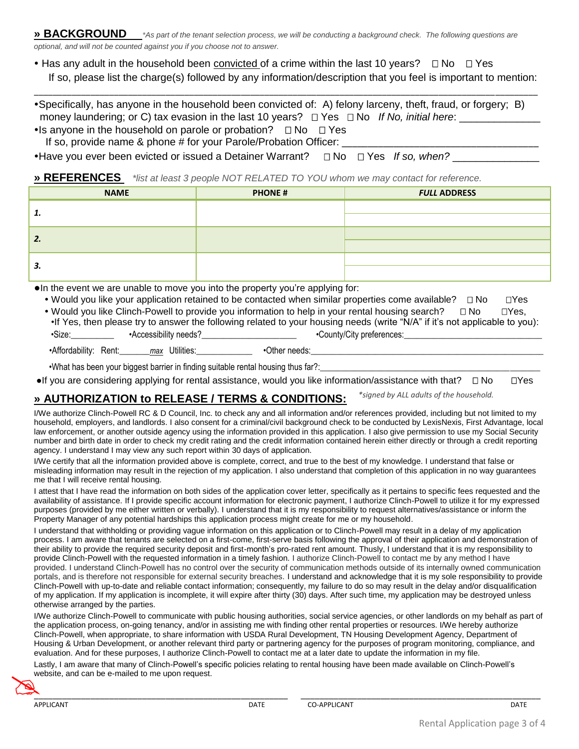## » BACKGROUND

*As part of the tenant selection process, we will be conducting a background check. The following questions are optional, and will not be counted against you if you choose not to answer.*

- Has any adult in the household been convicted of a crime within the last 10 years? ☐ No ☐ Yes
  If so, please list the charge(s) followed by any information/description that you feel is important to mention:

  ______________________________________________________________________________

- Specifically, has anyone in the household been convicted of: A) felony larceny, theft, fraud, or forgery; B) money laundering; or C) tax evasion in the last 10 years? ☐ Yes ☐ No *If No, initial here*: ______________
- Is anyone in the household on parole or probation? ☐ No ☐ Yes
  If so, provide name & phone # for your Parole/Probation Officer: ______________________________
- Have you ever been evicted or issued a Detainer Warrant? ☐ No ☐ Yes *If so, when?* ______________

## » REFERENCES

*list at least 3 people NOT RELATED TO YOU whom we may contact for reference.*

| NAME | PHONE # | *FULL* ADDRESS |
|---|---|---|
| 1. | | |
| 2. | | |
| 3. | | |

- In the event we are unable to move you into the property you're applying for:
  - Would you like your application retained to be contacted when similar properties come available? ☐ No ☐ Yes
  - Would you like Clinch-Powell to provide you information to help in your rental housing search? ☐ No ☐ Yes,
  - If Yes, then please try to answer the following related to your housing needs (write "N/A" if it's not applicable to you):
    - Size:__________ •Accessibility needs?______________________ •County/City preferences:______________________________
    - Affordability: Rent:_______ *max* Utilities:_____________ •Other needs:______________________________________________
    - What has been your biggest barrier in finding suitable rental housing thus far?:____________________________________________
- If you are considering applying for rental assistance, would you like information/assistance with that? ☐ No ☐ Yes

## » AUTHORIZATION to RELEASE / TERMS & CONDITIONS:

*\*signed by ALL adults of the household.*

I/We authorize Clinch-Powell RC & D Council, Inc. to check any and all information and/or references provided, including but not limited to my household, employers, and landlords. I also consent for a criminal/civil background check to be conducted by LexisNexis, First Advantage, local law enforcement, or another outside agency using the information provided in this application. I also give permission to use my Social Security number and birth date in order to check my credit rating and the credit information contained herein either directly or through a credit reporting agency. I understand I may view any such report within 30 days of application.

I/We certify that all the information provided above is complete, correct, and true to the best of my knowledge. I understand that false or misleading information may result in the rejection of my application. I also understand that completion of this application in no way guarantees me that I will receive rental housing.

I attest that I have read the information on both sides of the application cover letter, specifically as it pertains to specific fees requested and the availability of assistance. If I provide specific account information for electronic payment, I authorize Clinch-Powell to utilize it for my expressed purposes (provided by me either written or verbally). I understand that it is my responsibility to request alternatives/assistance or inform the Property Manager of any potential hardships this application process might create for me or my household.

I understand that withholding or providing vague information on this application or to Clinch-Powell may result in a delay of my application process. I am aware that tenants are selected on a first-come, first-serve basis following the approval of their application and demonstration of their ability to provide the required security deposit and first-month's pro-rated rent amount. Thusly, I understand that it is my responsibility to provide Clinch-Powell with the requested information in a timely fashion. I authorize Clinch-Powell to contact me by any method I have provided. I understand Clinch-Powell has no control over the security of communication methods outside of its internally owned communication portals, and is therefore not responsible for external security breaches. I understand and acknowledge that it is my sole responsibility to provide Clinch-Powell with up-to-date and reliable contact information; consequently, my failure to do so may result in the delay and/or disqualification of my application. If my application is incomplete, it will expire after thirty (30) days. After such time, my application may be destroyed unless otherwise arranged by the parties.

I/We authorize Clinch-Powell to communicate with public housing authorities, social service agencies, or other landlords on my behalf as part of the application process, on-going tenancy, and/or in assisting me with finding other rental properties or resources. I/We hereby authorize Clinch-Powell, when appropriate, to share information with USDA Rural Development, TN Housing Development Agency, Department of Housing & Urban Development, or another relevant third party or partnering agency for the purposes of program monitoring, compliance, and evaluation. And for these purposes, I authorize Clinch-Powell to contact me at a later date to update the information in my file.

Lastly, I am aware that many of Clinch-Powell's specific policies relating to rental housing have been made available on Clinch-Powell's website, and can be e-mailed to me upon request.

_______________________________________ DATE ____________ &nbsp;&nbsp; _______________________________________ DATE ____________

APPLICANT &nbsp;&nbsp;&nbsp;&nbsp;&nbsp;&nbsp;&nbsp;&nbsp;&nbsp;&nbsp;&nbsp;&nbsp;&nbsp;&nbsp;&nbsp;&nbsp;&nbsp;&nbsp;&nbsp;&nbsp;&nbsp;&nbsp;&nbsp;&nbsp;&nbsp;&nbsp;&nbsp;&nbsp;&nbsp;&nbsp;&nbsp;&nbsp;&nbsp;&nbsp;&nbsp;&nbsp;&nbsp;&nbsp;&nbsp;&nbsp;&nbsp;&nbsp;&nbsp;&nbsp;&nbsp;&nbsp;&nbsp;&nbsp;&nbsp;&nbsp;&nbsp;&nbsp; CO-APPLICANT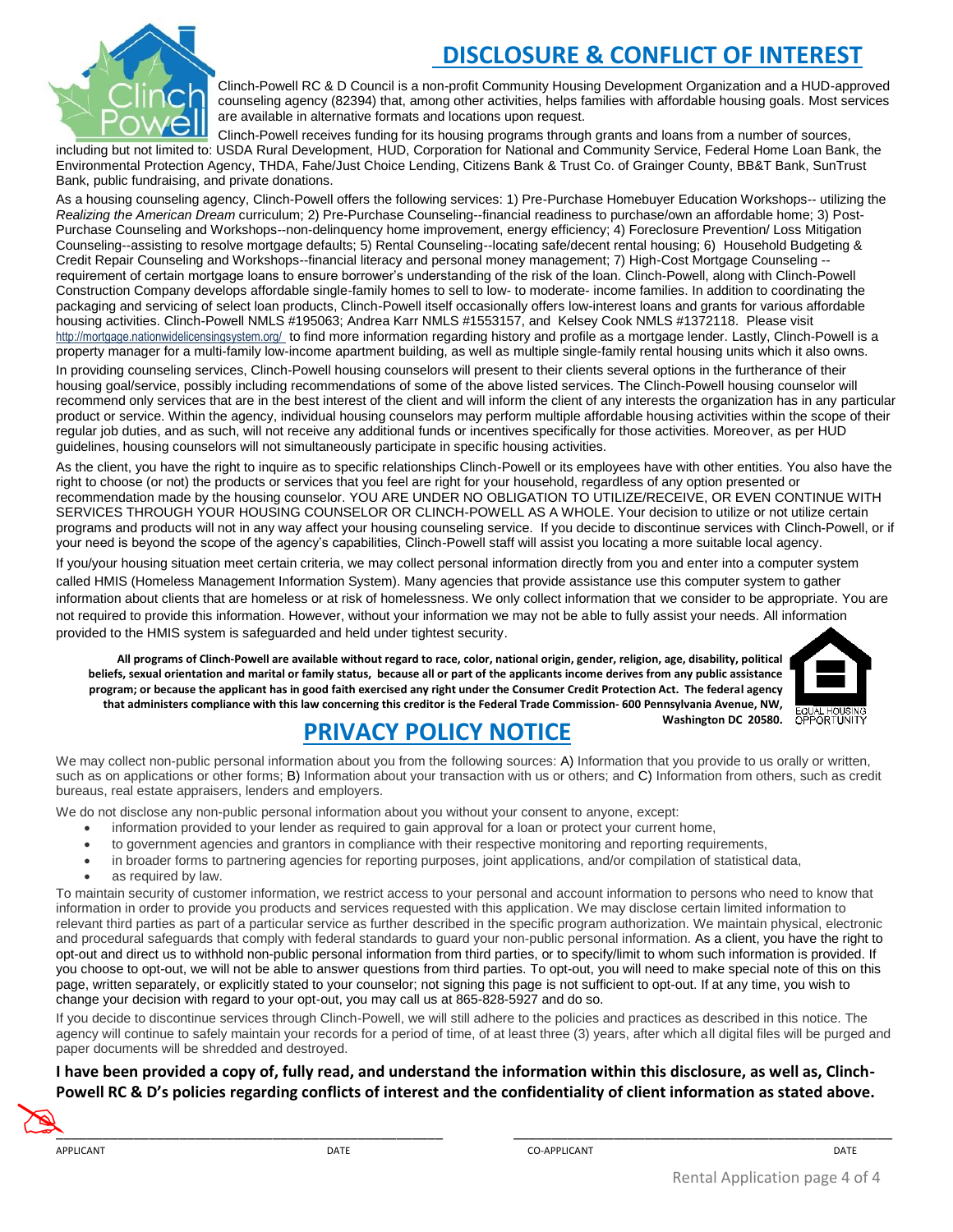# DISCLOSURE & CONFLICT OF INTEREST

Clinch-Powell RC & D Council is a non-profit Community Housing Development Organization and a HUD-approved counseling agency (82394) that, among other activities, helps families with affordable housing goals. Most services are available in alternative formats and locations upon request.

Clinch-Powell receives funding for its housing programs through grants and loans from a number of sources, including but not limited to: USDA Rural Development, HUD, Corporation for National and Community Service, Federal Home Loan Bank, the Environmental Protection Agency, THDA, Fahe/Just Choice Lending, Citizens Bank & Trust Co. of Grainger County, BB&T Bank, SunTrust Bank, public fundraising, and private donations.

As a housing counseling agency, Clinch-Powell offers the following services: 1) Pre-Purchase Homebuyer Education Workshops-- utilizing the *Realizing the American Dream* curriculum; 2) Pre-Purchase Counseling--financial readiness to purchase/own an affordable home; 3) Post-Purchase Counseling and Workshops--non-delinquency home improvement, energy efficiency; 4) Foreclosure Prevention/ Loss Mitigation Counseling--assisting to resolve mortgage defaults; 5) Rental Counseling--locating safe/decent rental housing; 6) Household Budgeting & Credit Repair Counseling and Workshops--financial literacy and personal money management; 7) High-Cost Mortgage Counseling --requirement of certain mortgage loans to ensure borrower's understanding of the risk of the loan. Clinch-Powell, along with Clinch-Powell Construction Company develops affordable single-family homes to sell to low- to moderate- income families. In addition to coordinating the packaging and servicing of select loan products, Clinch-Powell itself occasionally offers low-interest loans and grants for various affordable housing activities. Clinch-Powell NMLS #195063; Andrea Karr NMLS #1553157, and Kelsey Cook NMLS #1372118. Please visit http://mortgage.nationwidelicensingsystem.org/ to find more information regarding history and profile as a mortgage lender. Lastly, Clinch-Powell is a property manager for a multi-family low-income apartment building, as well as multiple single-family rental housing units which it also owns.

In providing counseling services, Clinch-Powell housing counselors will present to their clients several options in the furtherance of their housing goal/service, possibly including recommendations of some of the above listed services. The Clinch-Powell housing counselor will recommend only services that are in the best interest of the client and will inform the client of any interests the organization has in any particular product or service. Within the agency, individual housing counselors may perform multiple affordable housing activities within the scope of their regular job duties, and as such, will not receive any additional funds or incentives specifically for those activities. Moreover, as per HUD guidelines, housing counselors will not simultaneously participate in specific housing activities.

As the client, you have the right to inquire as to specific relationships Clinch-Powell or its employees have with other entities. You also have the right to choose (or not) the products or services that you feel are right for your household, regardless of any option presented or recommendation made by the housing counselor. YOU ARE UNDER NO OBLIGATION TO UTILIZE/RECEIVE, OR EVEN CONTINUE WITH SERVICES THROUGH YOUR HOUSING COUNSELOR OR CLINCH-POWELL AS A WHOLE. Your decision to utilize or not utilize certain programs and products will not in any way affect your housing counseling service. If you decide to discontinue services with Clinch-Powell, or if your need is beyond the scope of the agency's capabilities, Clinch-Powell staff will assist you locating a more suitable local agency.

If you/your housing situation meet certain criteria, we may collect personal information directly from you and enter into a computer system called HMIS (Homeless Management Information System). Many agencies that provide assistance use this computer system to gather information about clients that are homeless or at risk of homelessness. We only collect information that we consider to be appropriate. You are not required to provide this information. However, without your information we may not be able to fully assist your needs. All information provided to the HMIS system is safeguarded and held under tightest security.

**All programs of Clinch-Powell are available without regard to race, color, national origin, gender, religion, age, disability, political beliefs, sexual orientation and marital or family status, because all or part of the applicants income derives from any public assistance program; or because the applicant has in good faith exercised any right under the Consumer Credit Protection Act. The federal agency that administers compliance with this law concerning this creditor is the Federal Trade Commission- 600 Pennsylvania Avenue, NW, Washington DC 20580.**

EQUAL HOUSING OPPORTUNITY

# PRIVACY POLICY NOTICE

We may collect non-public personal information about you from the following sources: A) Information that you provide to us orally or written, such as on applications or other forms; B) Information about your transaction with us or others; and C) Information from others, such as credit bureaus, real estate appraisers, lenders and employers.

We do not disclose any non-public personal information about you without your consent to anyone, except:

- information provided to your lender as required to gain approval for a loan or protect your current home,
- to government agencies and grantors in compliance with their respective monitoring and reporting requirements,
- in broader forms to partnering agencies for reporting purposes, joint applications, and/or compilation of statistical data,
- as required by law.

To maintain security of customer information, we restrict access to your personal and account information to persons who need to know that information in order to provide you products and services requested with this application. We may disclose certain limited information to relevant third parties as part of a particular service as further described in the specific program authorization. We maintain physical, electronic and procedural safeguards that comply with federal standards to guard your non-public personal information. As a client, you have the right to opt-out and direct us to withhold non-public personal information from third parties, or to specify/limit to whom such information is provided. If you choose to opt-out, we will not be able to answer questions from third parties. To opt-out, you will need to make special note of this on this page, written separately, or explicitly stated to your counselor; not signing this page is not sufficient to opt-out. If at any time, you wish to change your decision with regard to your opt-out, you may call us at 865-828-5927 and do so.

If you decide to discontinue services through Clinch-Powell, we will still adhere to the policies and practices as described in this notice. The agency will continue to safely maintain your records for a period of time, of at least three (3) years, after which all digital files will be purged and paper documents will be shredded and destroyed.

**I have been provided a copy of, fully read, and understand the information within this disclosure, as well as, Clinch-Powell RC & D's policies regarding conflicts of interest and the confidentiality of client information as stated above.**

| APPLICANT | DATE | CO-APPLICANT | DATE |
|---|---|---|---|
| | | | |

Rental Application page 4 of 4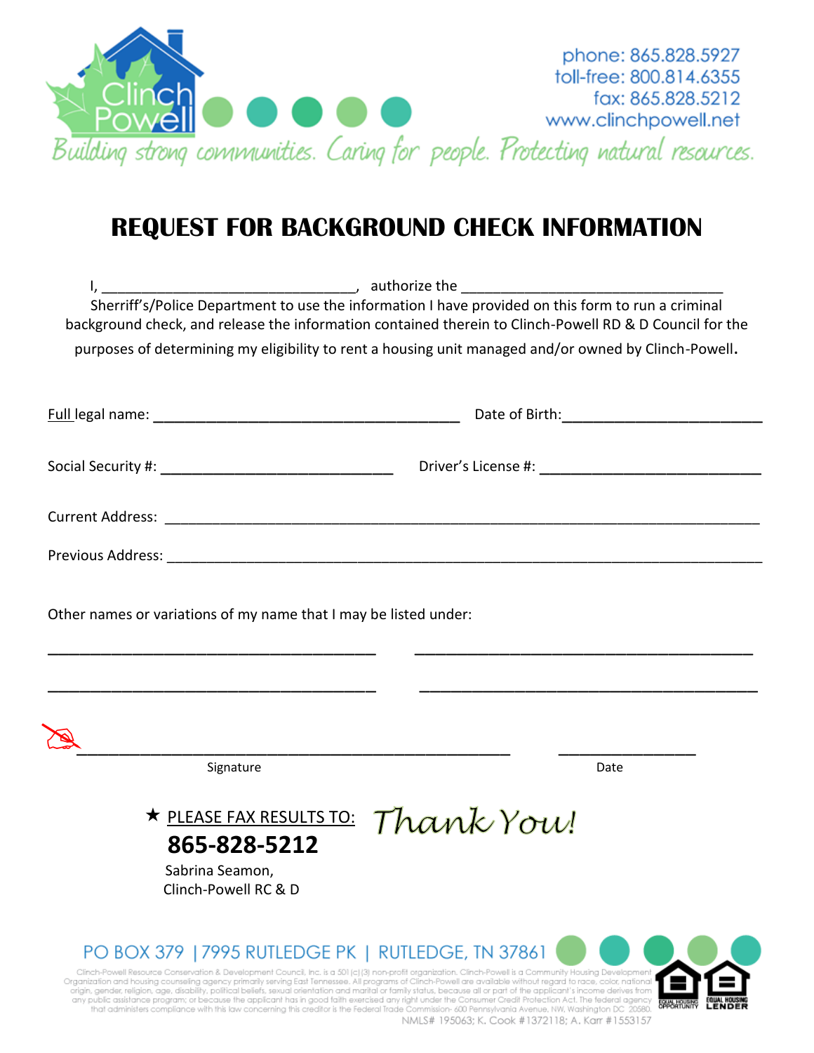phone: 865.828.5927
toll-free: 800.814.6355
fax: 865.828.5212
www.clinchpowell.net

*Building strong communities. Caring for people. Protecting natural resources.*

# REQUEST FOR BACKGROUND CHECK INFORMATION

I, ______________________________, authorize the ______________________________ Sherriff's/Police Department to use the information I have provided on this form to run a criminal background check, and release the information contained therein to Clinch-Powell RD & D Council for the purposes of determining my eligibility to rent a housing unit managed and/or owned by Clinch-Powell.

Full legal name: ____________________________________ Date of Birth: ______________________

Social Security #: ___________________________ Driver's License #: ___________________________

Current Address: ______________________________________________________________________

Previous Address: _____________________________________________________________________

Other names or variations of my name that I may be listed under:

________________________________________ ________________________________________

________________________________________ ________________________________________

______________________________________________ ________________

Signature Date

★ PLEASE FAX RESULTS TO:

**865-828-5212**

Sabrina Seamon,
Clinch-Powell RC & D

*Thank You!*

PO BOX 379 | 7995 RUTLEDGE PK | RUTLEDGE, TN 37861

Clinch-Powell Resource Conservation & Development Council, Inc. is a 501 (c)(3) non-profit organization. Clinch-Powell is a Community Housing Development Organization and housing counseling agency primarily serving East Tennessee. All programs of Clinch-Powell are available without regard to race, color, national origin, gender, religion, age, disability, political beliefs, sexual orientation and marital or family status, because all or part of the applicant's income derives from any public assistance program; or because the applicant has in good faith exercised any right under the Consumer Credit Protection Act. The federal agency that administers compliance with this law concerning this creditor is the Federal Trade Commission- 600 Pennsylvania Avenue, NW, Washington DC 20580.

NMLS# 195063; K. Cook #1372118; A. Karr #1553157

EQUAL HOUSING OPPORTUNITY EQUAL HOUSING LENDER